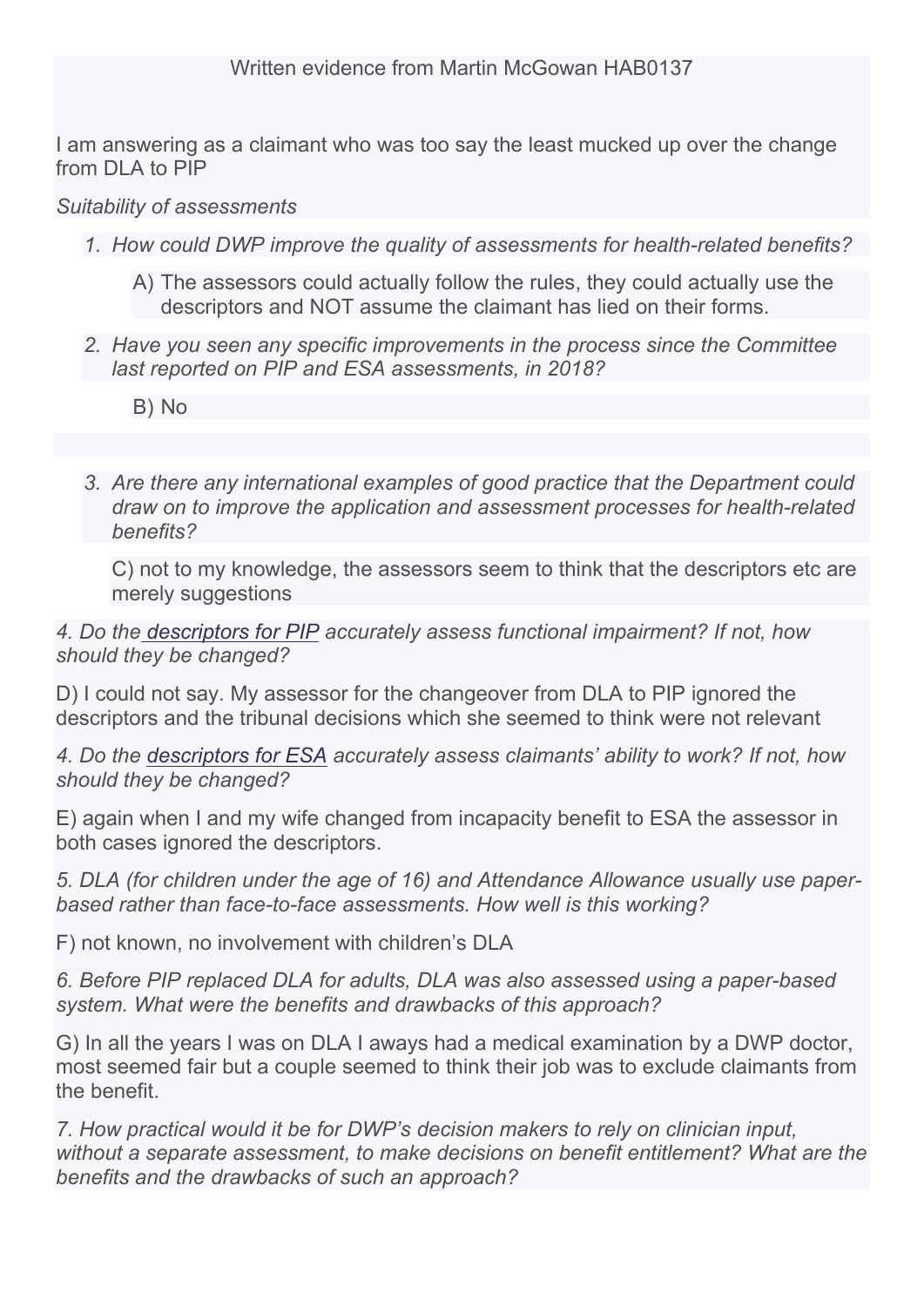Written evidence from Martin McGowan HAB0137

I am answering as a claimant who was too say the least mucked up over the change from DLA to PIP

*Suitability of assessments*

1. *How could DWP improve the quality of assessments for health-related benefits?*

   A) The assessors could actually follow the rules, they could actually use the descriptors and NOT assume the claimant has lied on their forms.

2. *Have you seen any specific improvements in the process since the Committee last reported on PIP and ESA assessments, in 2018?*

   B) No

3. *Are there any international examples of good practice that the Department could draw on to improve the application and assessment processes for health-related benefits?*

   C) not to my knowledge, the assessors seem to think that the descriptors etc are merely suggestions

*4. Do the descriptors for PIP accurately assess functional impairment? If not, how should they be changed?*

D) I could not say. My assessor for the changeover from DLA to PIP ignored the descriptors and the tribunal decisions which she seemed to think were not relevant

*4. Do the descriptors for ESA accurately assess claimants' ability to work? If not, how should they be changed?*

E) again when I and my wife changed from incapacity benefit to ESA the assessor in both cases ignored the descriptors.

*5. DLA (for children under the age of 16) and Attendance Allowance usually use paper-based rather than face-to-face assessments. How well is this working?*

F) not known, no involvement with children's DLA

*6. Before PIP replaced DLA for adults, DLA was also assessed using a paper-based system. What were the benefits and drawbacks of this approach?*

G) In all the years I was on DLA I aways had a medical examination by a DWP doctor, most seemed fair but a couple seemed to think their job was to exclude claimants from the benefit.

*7. How practical would it be for DWP's decision makers to rely on clinician input, without a separate assessment, to make decisions on benefit entitlement? What are the benefits and the drawbacks of such an approach?*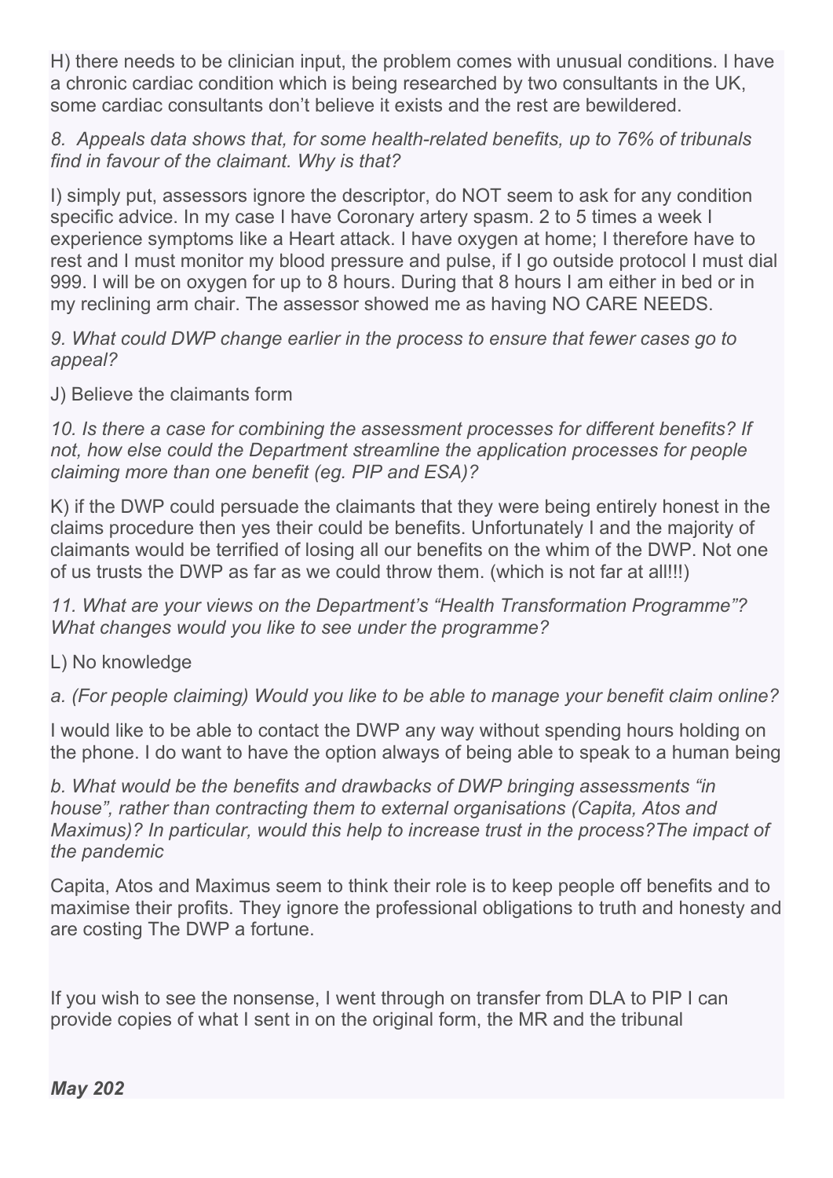H) there needs to be clinician input, the problem comes with unusual conditions. I have a chronic cardiac condition which is being researched by two consultants in the UK, some cardiac consultants don't believe it exists and the rest are bewildered.

*8. Appeals data shows that, for some health-related benefits, up to 76% of tribunals find in favour of the claimant. Why is that?*

I) simply put, assessors ignore the descriptor, do NOT seem to ask for any condition specific advice. In my case I have Coronary artery spasm. 2 to 5 times a week I experience symptoms like a Heart attack. I have oxygen at home; I therefore have to rest and I must monitor my blood pressure and pulse, if I go outside protocol I must dial 999. I will be on oxygen for up to 8 hours. During that 8 hours I am either in bed or in my reclining arm chair. The assessor showed me as having NO CARE NEEDS.

*9. What could DWP change earlier in the process to ensure that fewer cases go to appeal?*

J) Believe the claimants form

*10. Is there a case for combining the assessment processes for different benefits? If not, how else could the Department streamline the application processes for people claiming more than one benefit (eg. PIP and ESA)?*

K) if the DWP could persuade the claimants that they were being entirely honest in the claims procedure then yes their could be benefits. Unfortunately I and the majority of claimants would be terrified of losing all our benefits on the whim of the DWP. Not one of us trusts the DWP as far as we could throw them. (which is not far at all!!!)

*11. What are your views on the Department's "Health Transformation Programme"? What changes would you like to see under the programme?*

L) No knowledge

*a. (For people claiming) Would you like to be able to manage your benefit claim online?*

I would like to be able to contact the DWP any way without spending hours holding on the phone. I do want to have the option always of being able to speak to a human being

*b. What would be the benefits and drawbacks of DWP bringing assessments "in house", rather than contracting them to external organisations (Capita, Atos and Maximus)? In particular, would this help to increase trust in the process?The impact of the pandemic*

Capita, Atos and Maximus seem to think their role is to keep people off benefits and to maximise their profits. They ignore the professional obligations to truth and honesty and are costing The DWP a fortune.

If you wish to see the nonsense, I went through on transfer from DLA to PIP I can provide copies of what I sent in on the original form, the MR and the tribunal

***May 202***